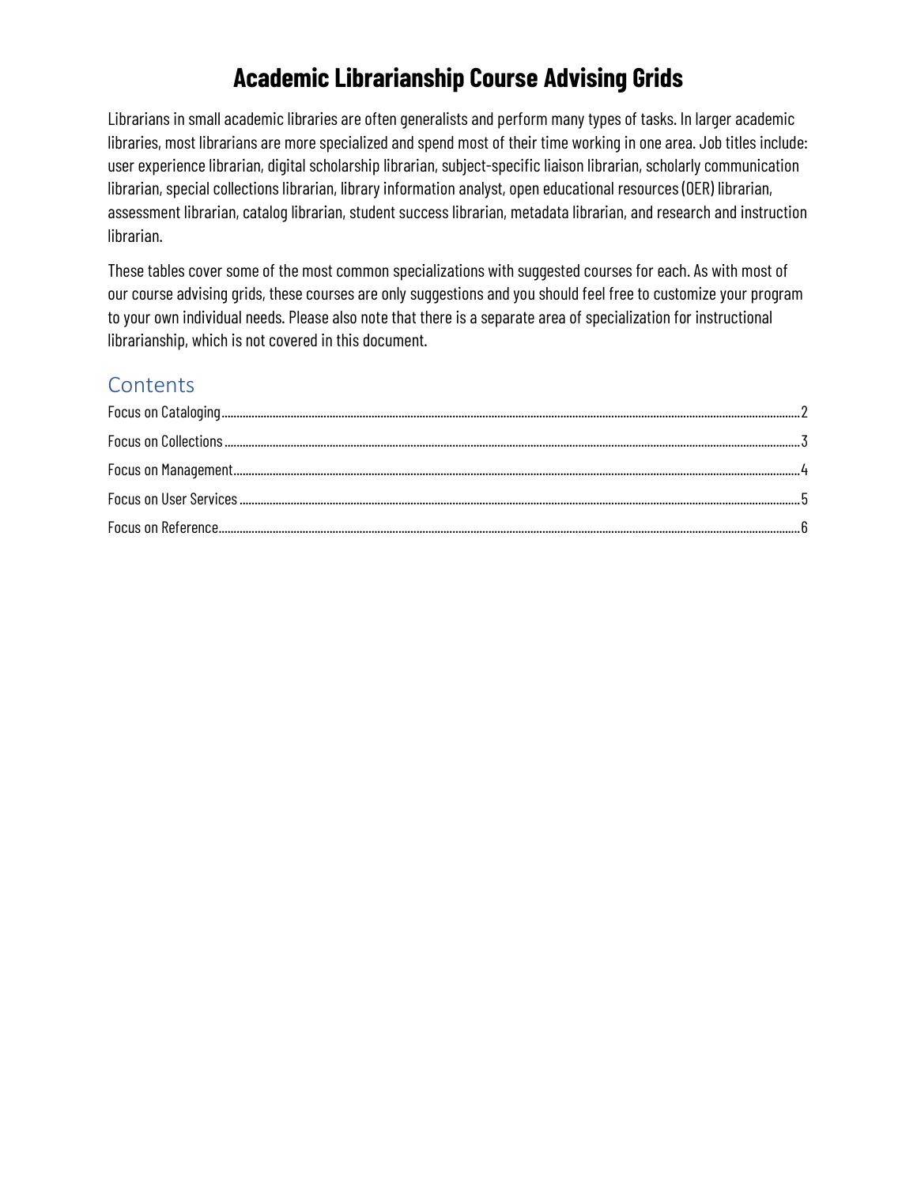# Academic Librarianship Course Advising Grids

Librarians in small academic libraries are often generalists and perform many types of tasks. In larger academic libraries, most librarians are more specialized and spend most of their time working in one area. Job titles include: user experience librarian, digital scholarship librarian, subject-specific liaison librarian, scholarly communication librarian, special collections librarian, library information analyst, open educational resources (OER) librarian, assessment librarian, catalog librarian, student success librarian, metadata librarian, and research and instruction librarian.

These tables cover some of the most common specializations with suggested courses for each. As with most of our course advising grids, these courses are only suggestions and you should feel free to customize your program to your own individual needs. Please also note that there is a separate area of specialization for instructional librarianship, which is not covered in this document.

## Contents

Focus on Cataloging ..... 2
Focus on Collections ..... 3
Focus on Management ..... 4
Focus on User Services ..... 5
Focus on Reference ..... 6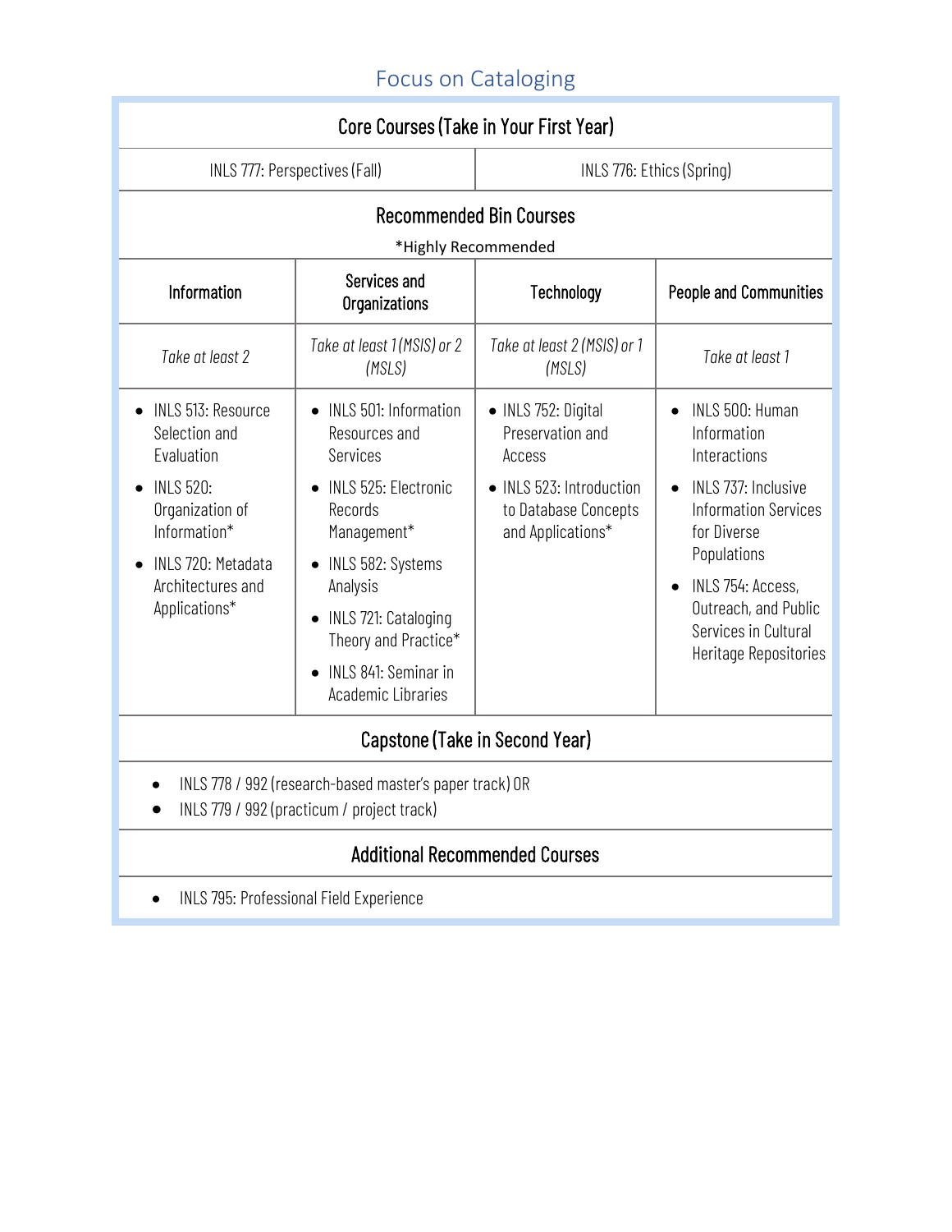## Focus on Cataloging

### Core Courses (Take in Your First Year)

| INLS 777: Perspectives (Fall) | INLS 776: Ethics (Spring) |
|---|---|

### Recommended Bin Courses

*Highly Recommended

| Information | Services and Organizations | Technology | People and Communities |
|---|---|---|---|
| *Take at least 2* | *Take at least 1 (MSIS) or 2 (MSLS)* | *Take at least 2 (MSIS) or 1 (MSLS)* | *Take at least 1* |
| • INLS 513: Resource Selection and Evaluation<br>• INLS 520: Organization of Information*<br>• INLS 720: Metadata Architectures and Applications* | • INLS 501: Information Resources and Services<br>• INLS 525: Electronic Records Management*<br>• INLS 582: Systems Analysis<br>• INLS 721: Cataloging Theory and Practice*<br>• INLS 841: Seminar in Academic Libraries | • INLS 752: Digital Preservation and Access<br>• INLS 523: Introduction to Database Concepts and Applications* | • INLS 500: Human Information Interactions<br>• INLS 737: Inclusive Information Services for Diverse Populations<br>• INLS 754: Access, Outreach, and Public Services in Cultural Heritage Repositories |

### Capstone (Take in Second Year)

- INLS 778 / 992 (research-based master's paper track) OR
- INLS 779 / 992 (practicum / project track)

### Additional Recommended Courses

- INLS 795: Professional Field Experience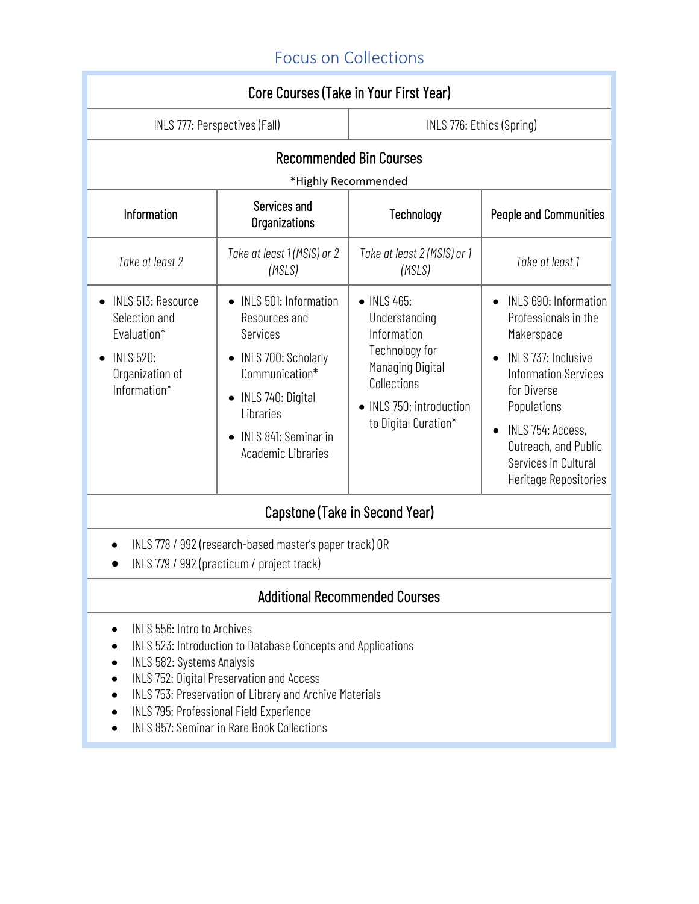## Focus on Collections

| Core Courses (Take in Your First Year) | | | |
|---|---|---|---|
| INLS 777: Perspectives (Fall) | | INLS 776: Ethics (Spring) | |

**Recommended Bin Courses**

*Highly Recommended

| Information | Services and Organizations | Technology | People and Communities |
|---|---|---|---|
| *Take at least 2* | *Take at least 1 (MSIS) or 2 (MSLS)* | *Take at least 2 (MSIS) or 1 (MSLS)* | *Take at least 1* |
| • INLS 513: Resource Selection and Evaluation*<br>• INLS 520: Organization of Information* | • INLS 501: Information Resources and Services<br>• INLS 700: Scholarly Communication*<br>• INLS 740: Digital Libraries<br>• INLS 841: Seminar in Academic Libraries | • INLS 465: Understanding Information Technology for Managing Digital Collections<br>• INLS 750: introduction to Digital Curation* | • INLS 690: Information Professionals in the Makerspace<br>• INLS 737: Inclusive Information Services for Diverse Populations<br>• INLS 754: Access, Outreach, and Public Services in Cultural Heritage Repositories |

**Capstone (Take in Second Year)**

- INLS 778 / 992 (research-based master's paper track) OR
- INLS 779 / 992 (practicum / project track)

**Additional Recommended Courses**

- INLS 556: Intro to Archives
- INLS 523: Introduction to Database Concepts and Applications
- INLS 582: Systems Analysis
- INLS 752: Digital Preservation and Access
- INLS 753: Preservation of Library and Archive Materials
- INLS 795: Professional Field Experience
- INLS 857: Seminar in Rare Book Collections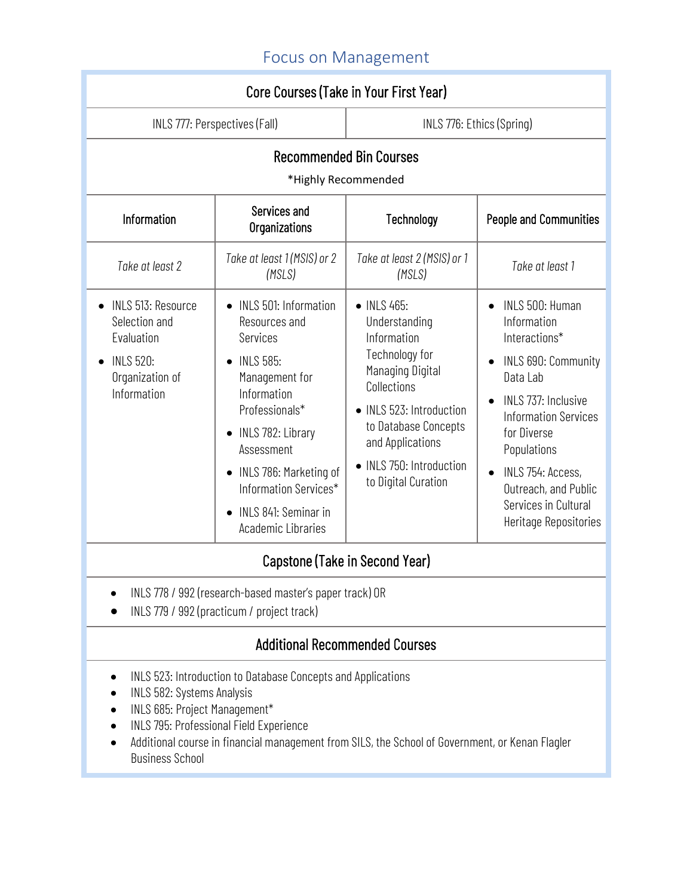## Focus on Management

### Core Courses (Take in Your First Year)

| INLS 777: Perspectives (Fall) | INLS 776: Ethics (Spring) |
|---|---|

### Recommended Bin Courses

*Highly Recommended

| Information | Services and Organizations | Technology | People and Communities |
|---|---|---|---|
| *Take at least 2* | *Take at least 1 (MSIS) or 2 (MSLS)* | *Take at least 2 (MSIS) or 1 (MSLS)* | *Take at least 1* |
| • INLS 513: Resource Selection and Evaluation<br>• INLS 520: Organization of Information | • INLS 501: Information Resources and Services<br>• INLS 585: Management for Information Professionals*<br>• INLS 782: Library Assessment<br>• INLS 786: Marketing of Information Services*<br>• INLS 841: Seminar in Academic Libraries | • INLS 465: Understanding Information Technology for Managing Digital Collections<br>• INLS 523: Introduction to Database Concepts and Applications<br>• INLS 750: Introduction to Digital Curation | • INLS 500: Human Information Interactions*<br>• INLS 690: Community Data Lab<br>• INLS 737: Inclusive Information Services for Diverse Populations<br>• INLS 754: Access, Outreach, and Public Services in Cultural Heritage Repositories |

### Capstone (Take in Second Year)

- INLS 778 / 992 (research-based master's paper track) OR
- INLS 779 / 992 (practicum / project track)

### Additional Recommended Courses

- INLS 523: Introduction to Database Concepts and Applications
- INLS 582: Systems Analysis
- INLS 685: Project Management*
- INLS 795: Professional Field Experience
- Additional course in financial management from SILS, the School of Government, or Kenan Flagler Business School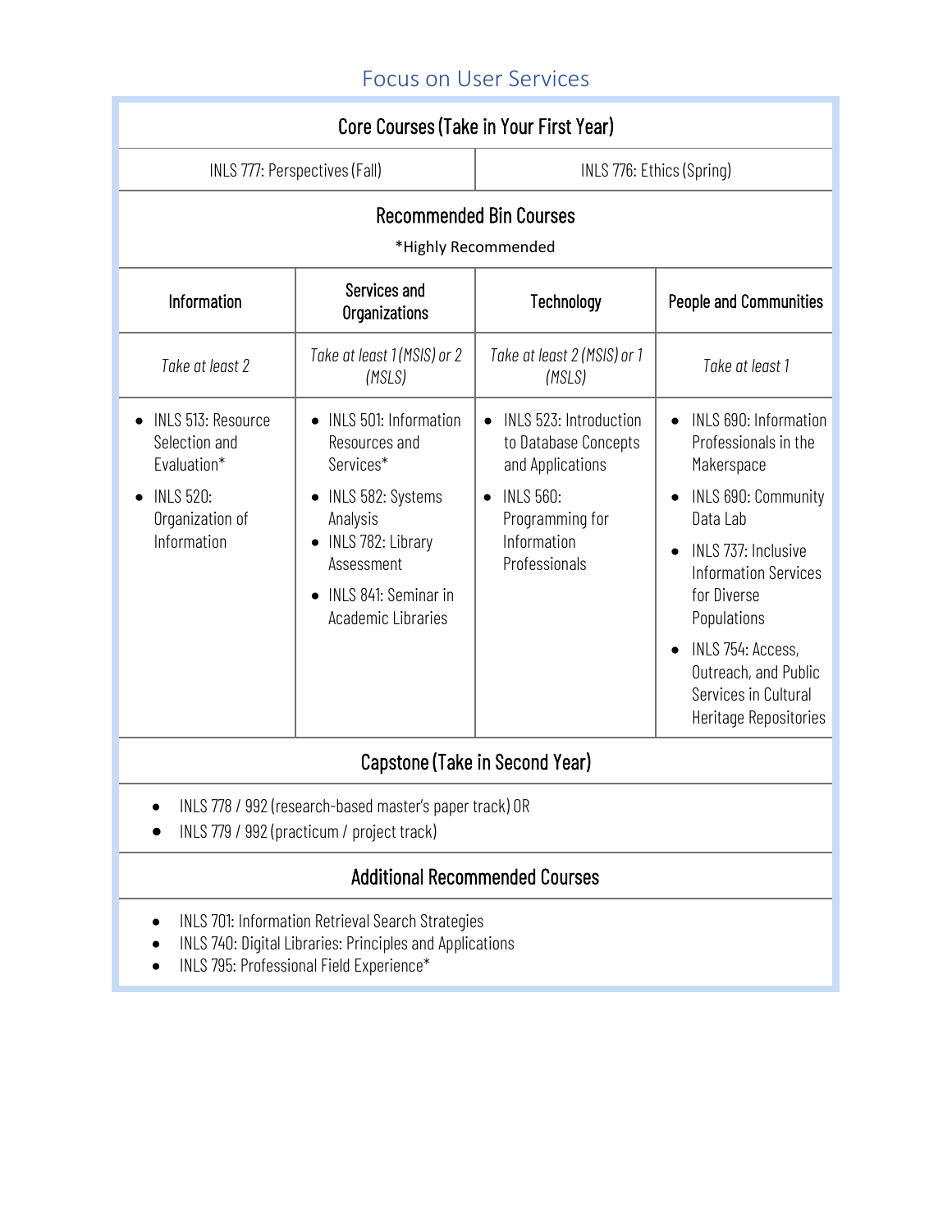## Focus on User Services

### Core Courses (Take in Your First Year)

| INLS 777: Perspectives (Fall) | INLS 776: Ethics (Spring) |
| --- | --- |

### Recommended Bin Courses

*Highly Recommended

| Information | Services and Organizations | Technology | People and Communities |
| --- | --- | --- | --- |
| *Take at least 2* | *Take at least 1 (MSIS) or 2 (MSLS)* | *Take at least 2 (MSIS) or 1 (MSLS)* | *Take at least 1* |
| • INLS 513: Resource Selection and Evaluation*<br>• INLS 520: Organization of Information | • INLS 501: Information Resources and Services*<br>• INLS 582: Systems Analysis<br>• INLS 782: Library Assessment<br>• INLS 841: Seminar in Academic Libraries | • INLS 523: Introduction to Database Concepts and Applications<br>• INLS 560: Programming for Information Professionals | • INLS 690: Information Professionals in the Makerspace<br>• INLS 690: Community Data Lab<br>• INLS 737: Inclusive Information Services for Diverse Populations<br>• INLS 754: Access, Outreach, and Public Services in Cultural Heritage Repositories |

### Capstone (Take in Second Year)

- INLS 778 / 992 (research-based master's paper track) OR
- INLS 779 / 992 (practicum / project track)

### Additional Recommended Courses

- INLS 701: Information Retrieval Search Strategies
- INLS 740: Digital Libraries: Principles and Applications
- INLS 795: Professional Field Experience*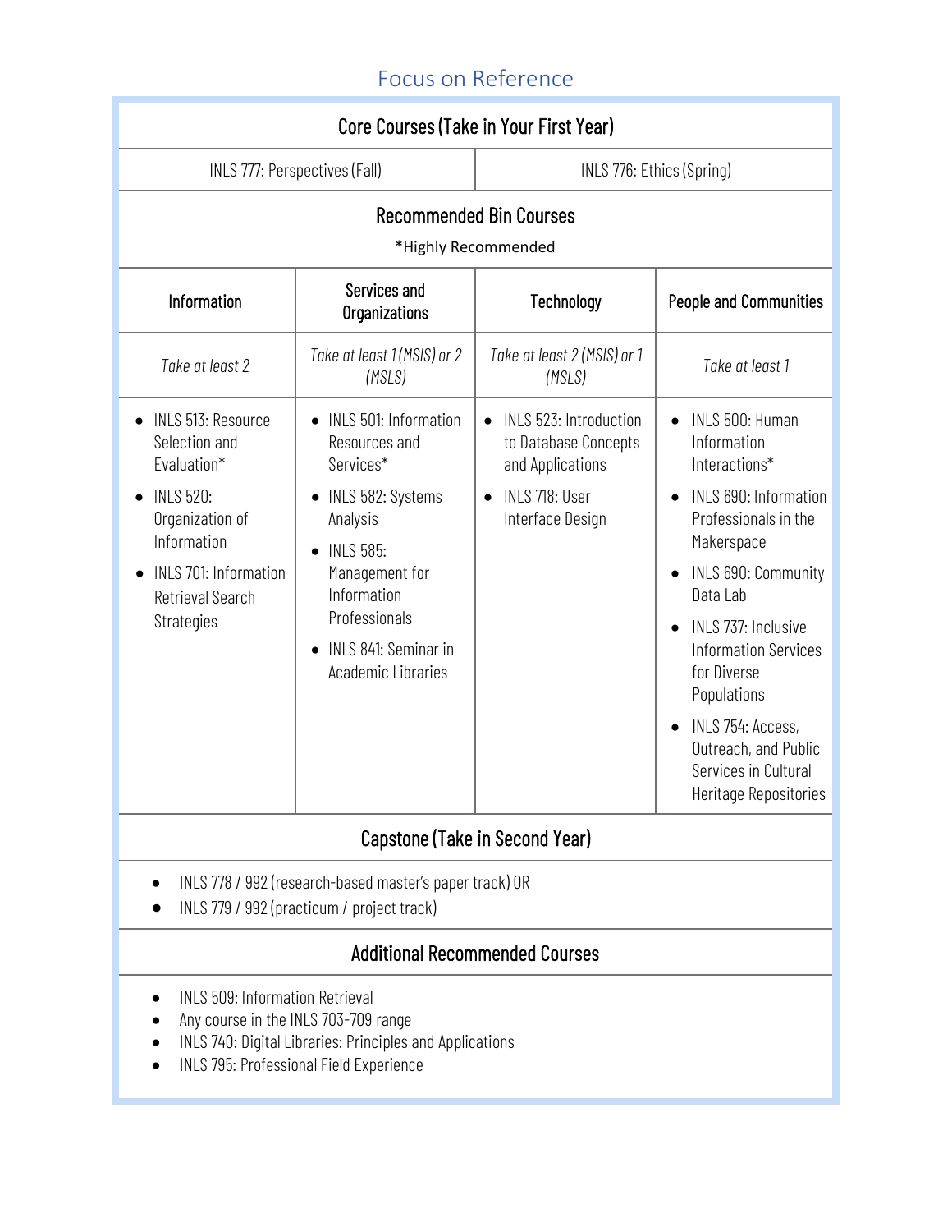## Focus on Reference

### Core Courses (Take in Your First Year)

| | |
|---|---|
| INLS 777: Perspectives (Fall) | INLS 776: Ethics (Spring) |

### Recommended Bin Courses

*Highly Recommended

| Information | Services and Organizations | Technology | People and Communities |
|---|---|---|---|
| *Take at least 2* | *Take at least 1 (MSIS) or 2 (MSLS)* | *Take at least 2 (MSIS) or 1 (MSLS)* | *Take at least 1* |
| • INLS 513: Resource Selection and Evaluation*<br>• INLS 520: Organization of Information<br>• INLS 701: Information Retrieval Search Strategies | • INLS 501: Information Resources and Services*<br>• INLS 582: Systems Analysis<br>• INLS 585: Management for Information Professionals<br>• INLS 841: Seminar in Academic Libraries | • INLS 523: Introduction to Database Concepts and Applications<br>• INLS 718: User Interface Design | • INLS 500: Human Information Interactions*<br>• INLS 690: Information Professionals in the Makerspace<br>• INLS 690: Community Data Lab<br>• INLS 737: Inclusive Information Services for Diverse Populations<br>• INLS 754: Access, Outreach, and Public Services in Cultural Heritage Repositories |

### Capstone (Take in Second Year)

- INLS 778 / 992 (research-based master's paper track) OR
- INLS 779 / 992 (practicum / project track)

### Additional Recommended Courses

- INLS 509: Information Retrieval
- Any course in the INLS 703-709 range
- INLS 740: Digital Libraries: Principles and Applications
- INLS 795: Professional Field Experience